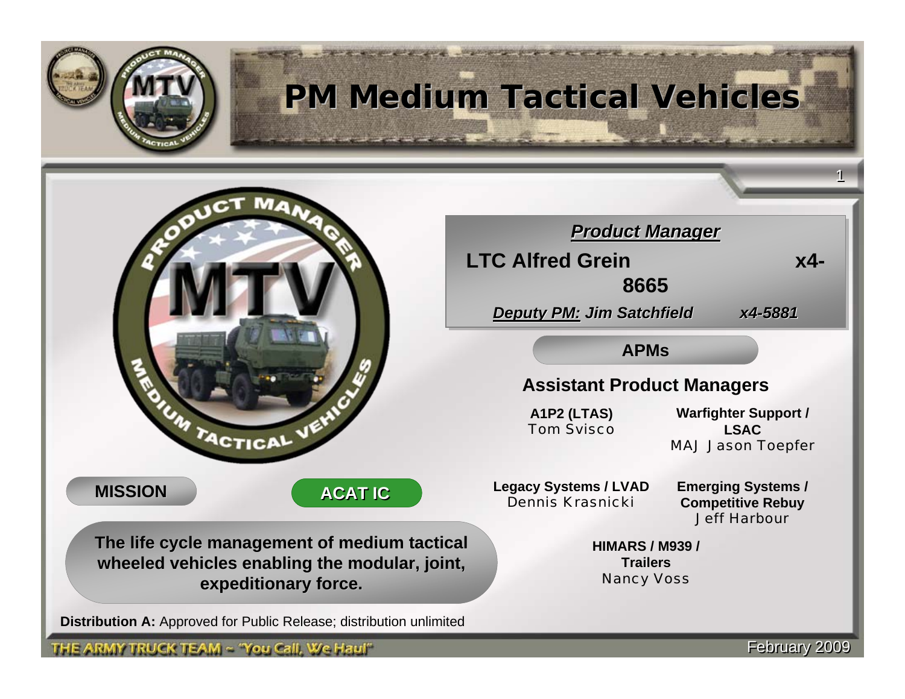# PM Medium Tactical Vehicles

***Product Manager***

**LTC Alfred Grein x4-8665**

***Deputy PM:* *Jim Satchfield x4-5881***

**APMs**

## Assistant Product Managers

**A1P2 (LTAS)**
Tom Svisco

**Warfighter Support / LSAC**
MAJ Jason Toepfer

**Legacy Systems / LVAD**
Dennis Krasnicki

**Emerging Systems / Competitive Rebuy**
Jeff Harbour

**HIMARS / M939 / Trailers**
Nancy Voss

**MISSION**

**ACAT IC**

**The life cycle management of medium tactical wheeled vehicles enabling the modular, joint, expeditionary force.**

**Distribution A:** Approved for Public Release; distribution unlimited

THE ARMY TRUCK TEAM ~ "You Call, We Haul"

February 2009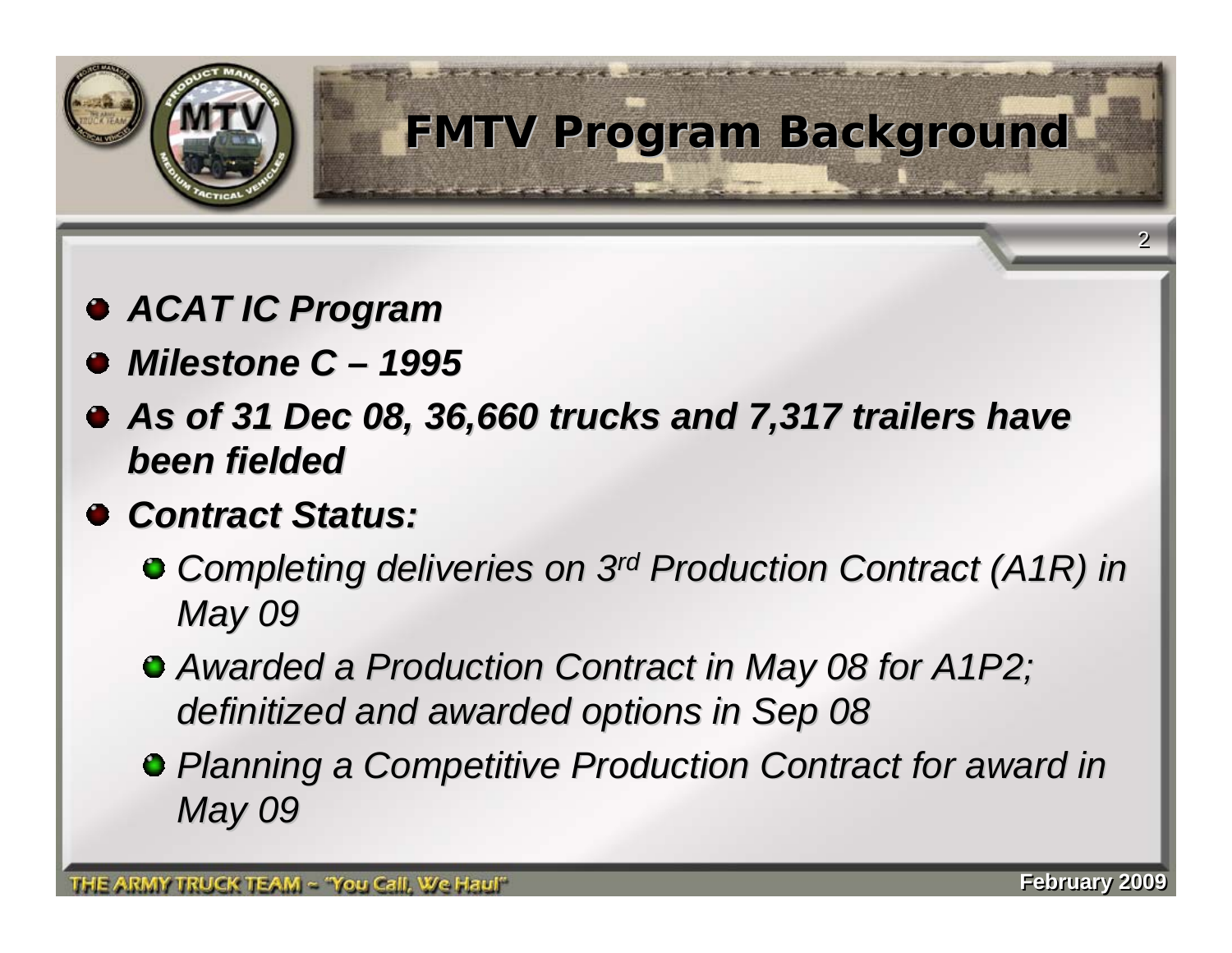# FMTV Program Background

- ***ACAT IC Program***
- ***Milestone C – 1995***
- ***As of 31 Dec 08, 36,660 trucks and 7,317 trailers have been fielded***
- ***Contract Status:***
  - *Completing deliveries on 3rd Production Contract (A1R) in May 09*
  - *Awarded a Production Contract in May 08 for A1P2; definitized and awarded options in Sep 08*
  - *Planning a Competitive Production Contract for award in May 09*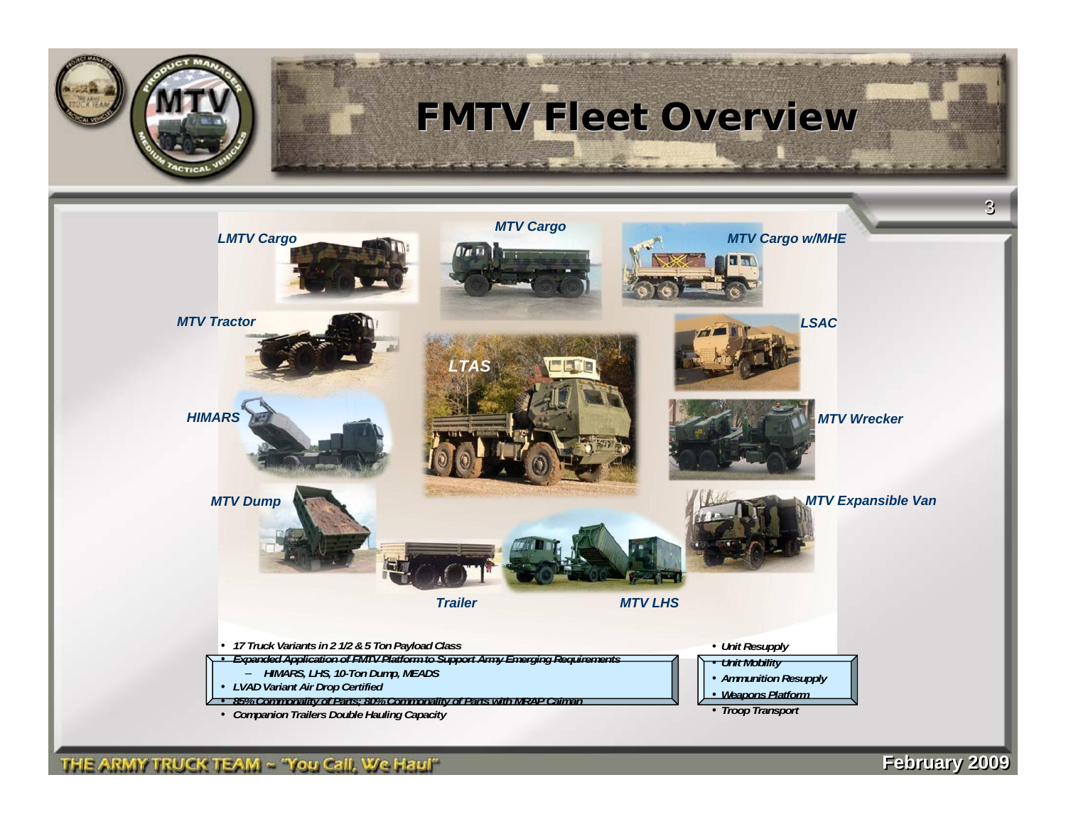# FMTV Fleet Overview

*LMTV Cargo*

*MTV Cargo*

*MTV Cargo w/MHE*

*MTV Tractor*

*LSAC*

*LTAS*

*HIMARS*

*MTV Wrecker*

*MTV Dump*

*MTV Expansible Van*

*Trailer*

*MTV LHS*

- *17 Truck Variants in 2 1/2 & 5 Ton Payload Class*
- *Expanded Application of FMTV Platform to Support Army Emerging Requirements*
  - *HIMARS, LHS, 10-Ton Dump, MEADS*
- *LVAD Variant Air Drop Certified*
- *85% Commonality of Parts; 80% Commonality of Parts with MRAP Caiman*
- *Companion Trailers Double Hauling Capacity*

- *Unit Resupply*
- *Unit Mobility*
- *Ammunition Resupply*
- *Weapons Platform*
- *Troop Transport*

THE ARMY TRUCK TEAM ~ "You Call, We Haul"

February 2009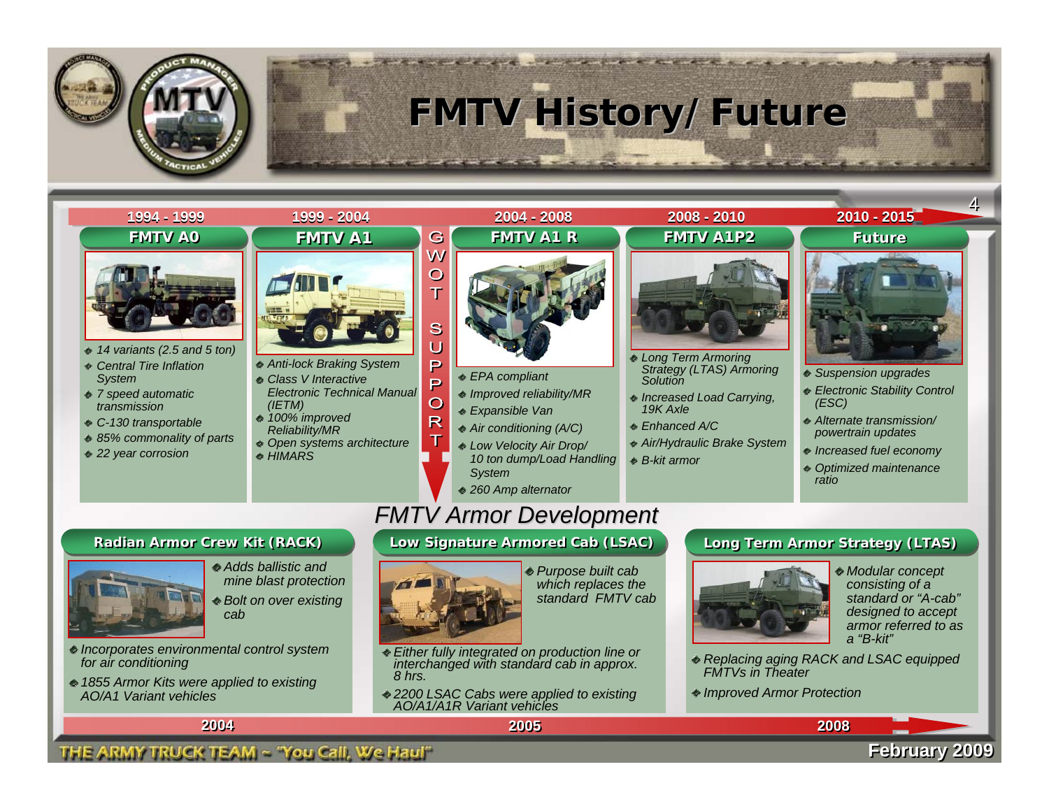# FMTV History/ Future

## 1994 - 1999 — FMTV A0

- 14 variants (2.5 and 5 ton)
- Central Tire Inflation System
- 7 speed automatic transmission
- C-130 transportable
- 85% commonality of parts
- 22 year corrosion

## 1999 - 2004 — FMTV A1

- Anti-lock Braking System
- Class V Interactive Electronic Technical Manual (IETM)
- 100% improved Reliability/MR
- Open systems architecture
- HIMARS

**GWOT SUPPORT**

## 2004 - 2008 — FMTV A1 R

- EPA compliant
- Improved reliability/MR
- Expansible Van
- Air conditioning (A/C)
- Low Velocity Air Drop/ 10 ton dump/Load Handling System
- 260 Amp alternator

## 2008 - 2010 — FMTV A1P2

- Long Term Armoring Strategy (LTAS) Armoring Solution
- Increased Load Carrying, 19K Axle
- Enhanced A/C
- Air/Hydraulic Brake System
- B-kit armor

## 2010 - 2015 — Future

- Suspension upgrades
- Electronic Stability Control (ESC)
- Alternate transmission/ powertrain updates
- Increased fuel economy
- Optimized maintenance ratio

# FMTV Armor Development

## Radian Armor Crew Kit (RACK) — 2004

- Adds ballistic and mine blast protection
- Bolt on over existing cab
- Incorporates environmental control system for air conditioning
- 1855 Armor Kits were applied to existing AO/A1 Variant vehicles

## Low Signature Armored Cab (LSAC) — 2005

- Purpose built cab which replaces the standard FMTV cab
- Either fully integrated on production line or interchanged with standard cab in approx. 8 hrs.
- 2200 LSAC Cabs were applied to existing AO/A1/A1R Variant vehicles

## Long Term Armor Strategy (LTAS) — 2008

- Modular concept consisting of a standard or "A-cab" designed to accept armor referred to as a "B-kit"
- Replacing aging RACK and LSAC equipped FMTVs in Theater
- Improved Armor Protection

THE ARMY TRUCK TEAM ~ "You Call, We Haul"

February 2009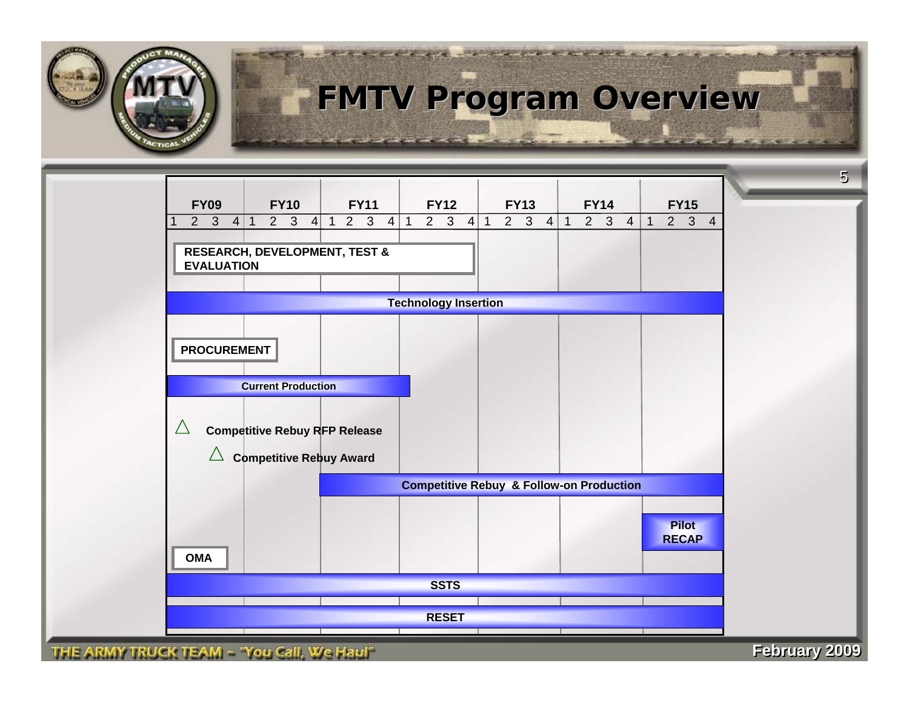# FMTV Program Overview

| FY09 | FY10 | FY11 | FY12 | FY13 | FY14 | FY15 |
|---|---|---|---|---|---|---|
| 1 2 3 4 | 1 2 3 4 | 1 2 3 4 | 1 2 3 4 | 1 2 3 4 | 1 2 3 4 | 1 2 3 4 |

**RESEARCH, DEVELOPMENT, TEST & EVALUATION**

- Technology Insertion (FY09 – FY15)

**PROCUREMENT**

- Current Production (FY09 – FY12 Q1)
- △ Competitive Rebuy RFP Release
- △ Competitive Rebuy Award
- Competitive Rebuy & Follow-on Production (FY11 – FY15)
- Pilot RECAP (FY15)

**OMA**

- SSTS (FY09 – FY15)
- RESET (FY09 – FY15)

February 2009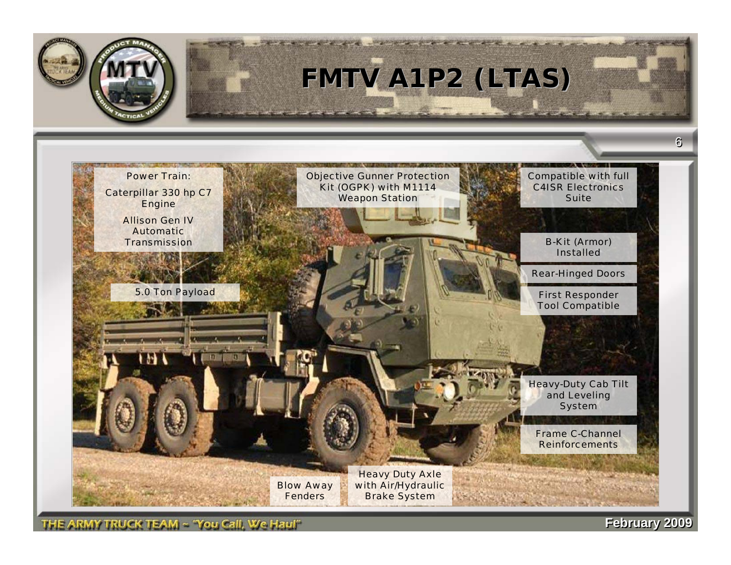# FMTV A1P2 (LTAS)

Power Train:

Caterpillar 330 hp C7 Engine

Allison Gen IV Automatic Transmission

5.0 Ton Payload

Objective Gunner Protection Kit (OGPK) with M1114 Weapon Station

Compatible with full C4ISR Electronics Suite

B-Kit (Armor) Installed

Rear-Hinged Doors

First Responder Tool Compatible

Heavy-Duty Cab Tilt and Leveling System

Frame C-Channel Reinforcements

Blow Away Fenders

Heavy Duty Axle with Air/Hydraulic Brake System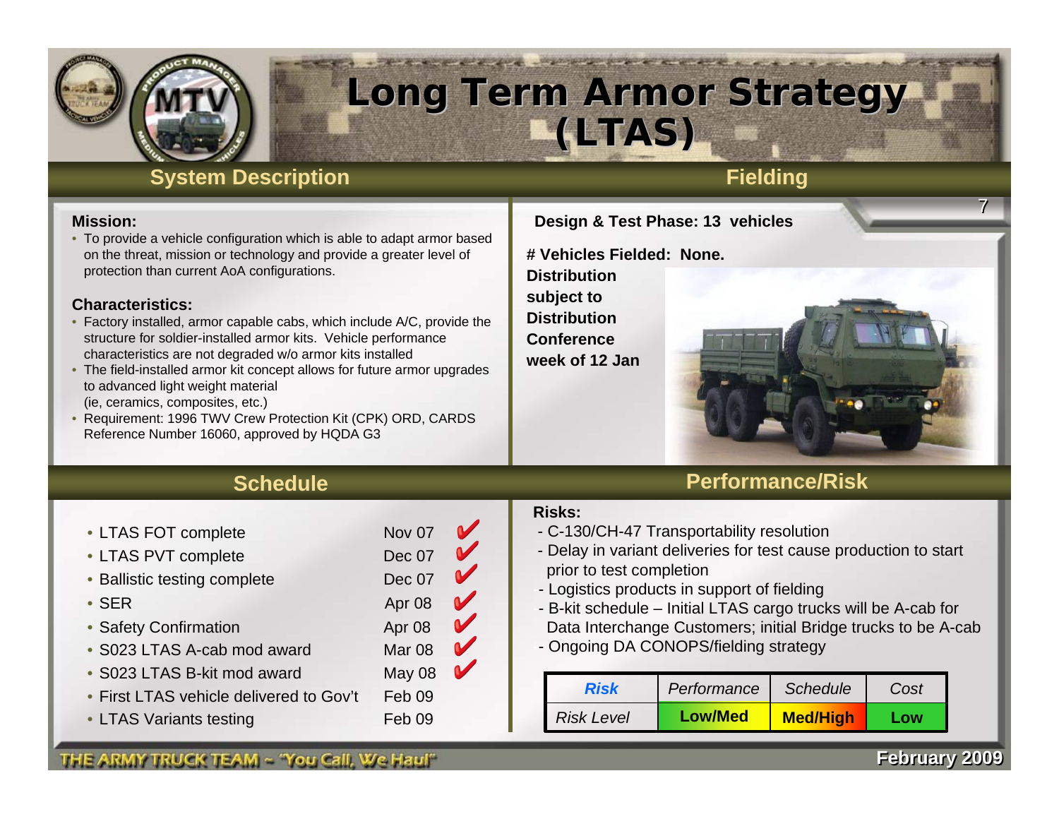# Long Term Armor Strategy (LTAS)

## System Description

**Mission:**

- To provide a vehicle configuration which is able to adapt armor based on the threat, mission or technology and provide a greater level of protection than current AoA configurations.

**Characteristics:**

- Factory installed, armor capable cabs, which include A/C, provide the structure for soldier-installed armor kits. Vehicle performance characteristics are not degraded w/o armor kits installed
- The field-installed armor kit concept allows for future armor upgrades to advanced light weight material (ie, ceramics, composites, etc.)
- Requirement: 1996 TWV Crew Protection Kit (CPK) ORD, CARDS Reference Number 16060, approved by HQDA G3

## Fielding

**Design & Test Phase: 13 vehicles**

**# Vehicles Fielded: None.**

**Distribution subject to Distribution Conference week of 12 Jan**

## Schedule

| Milestone | Date | Status |
|---|---|---|
| LTAS FOT complete | Nov 07 | ✔ |
| LTAS PVT complete | Dec 07 | ✔ |
| Ballistic testing complete | Dec 07 | ✔ |
| SER | Apr 08 | ✔ |
| Safety Confirmation | Apr 08 | ✔ |
| S023 LTAS A-cab mod award | Mar 08 | ✔ |
| S023 LTAS B-kit mod award | May 08 | ✔ |
| First LTAS vehicle delivered to Gov't | Feb 09 | |
| LTAS Variants testing | Feb 09 | |

## Performance/Risk

**Risks:**

- C-130/CH-47 Transportability resolution
- Delay in variant deliveries for test cause production to start prior to test completion
- Logistics products in support of fielding
- B-kit schedule – Initial LTAS cargo trucks will be A-cab for Data Interchange Customers; initial Bridge trucks to be A-cab
- Ongoing DA CONOPS/fielding strategy

| *Risk* | *Performance* | *Schedule* | *Cost* |
|---|---|---|---|
| *Risk Level* | **Low/Med** | **Med/High** | **Low** |

THE ARMY TRUCK TEAM ~ "You Call, We Haul"

February 2009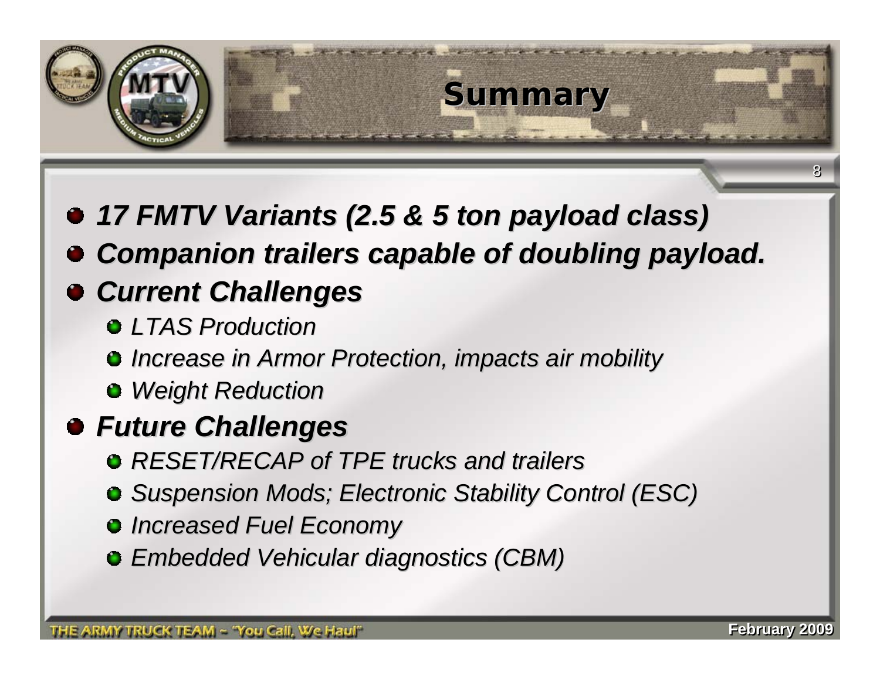# Summary

- ***17 FMTV Variants (2.5 & 5 ton payload class)***
- ***Companion trailers capable of doubling payload.***
- ***Current Challenges***
  - *LTAS Production*
  - *Increase in Armor Protection, impacts air mobility*
  - *Weight Reduction*
- ***Future Challenges***
  - *RESET/RECAP of TPE trucks and trailers*
  - *Suspension Mods; Electronic Stability Control (ESC)*
  - *Increased Fuel Economy*
  - *Embedded Vehicular diagnostics (CBM)*